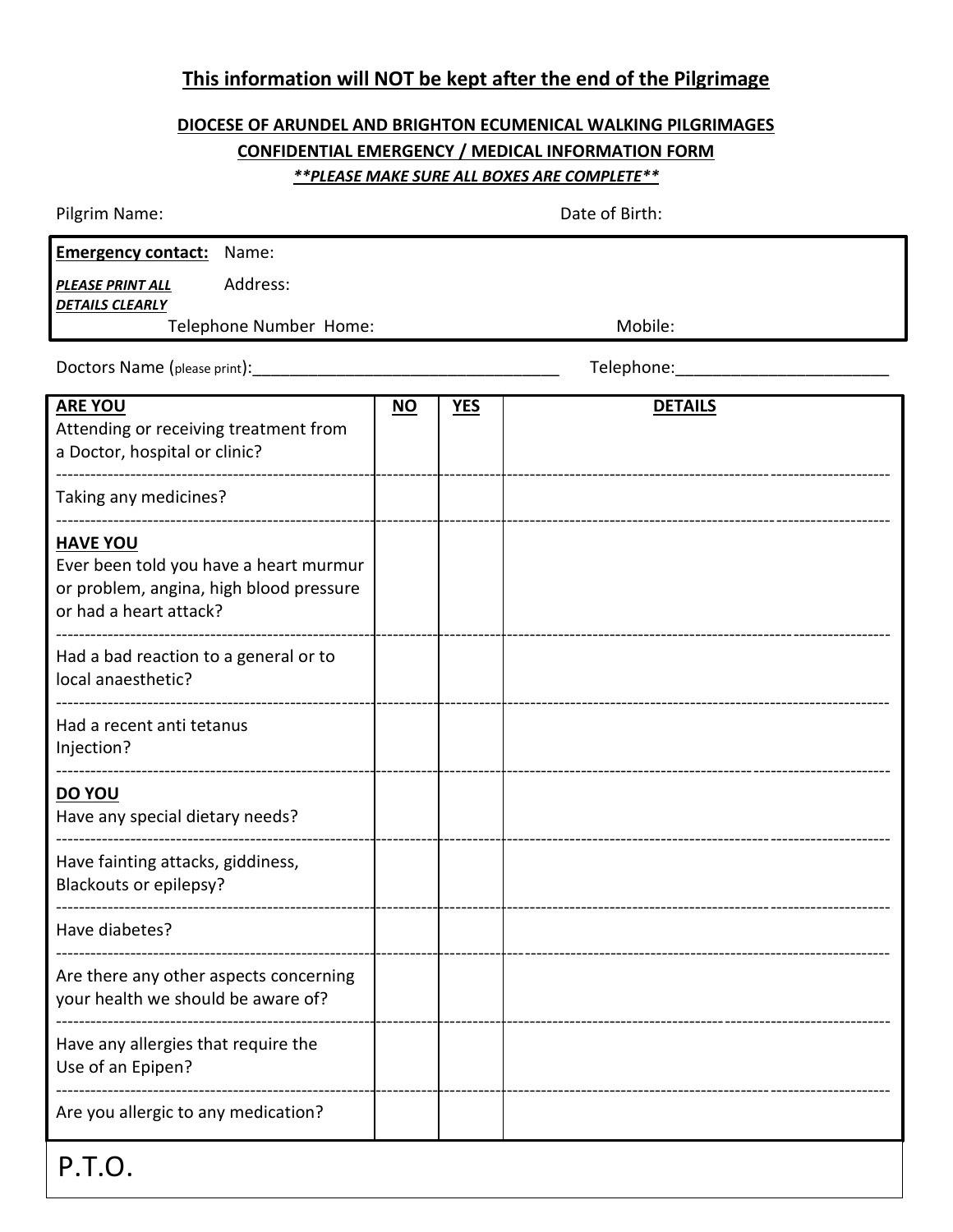**This information will NOT be kept after the end of the Pilgrimage**

**DIOCESE OF ARUNDEL AND BRIGHTON ECUMENICAL WALKING PILGRIMAGES**

**CONFIDENTIAL EMERGENCY / MEDICAL INFORMATION FORM**

***\*\*PLEASE MAKE SURE ALL BOXES ARE COMPLETE\*\****

Pilgrim Name: Date of Birth:

**Emergency contact:** Name:

***PLEASE PRINT ALL DETAILS CLEARLY*** Address:

Telephone Number Home: Mobile:

Doctors Name (please print):___________________________________ Telephone:_______________________

| **ARE YOU** | **NO** | **YES** | **DETAILS** |
|---|---|---|---|
| Attending or receiving treatment from a Doctor, hospital or clinic? | | | |
| Taking any medicines? | | | |
| **HAVE YOU** Ever been told you have a heart murmur or problem, angina, high blood pressure or had a heart attack? | | | |
| Had a bad reaction to a general or to local anaesthetic? | | | |
| Had a recent anti tetanus Injection? | | | |
| **DO YOU** Have any special dietary needs? | | | |
| Have fainting attacks, giddiness, Blackouts or epilepsy? | | | |
| Have diabetes? | | | |
| Are there any other aspects concerning your health we should be aware of? | | | |
| Have any allergies that require the Use of an Epipen? | | | |
| Are you allergic to any medication? | | | |

P.T.O.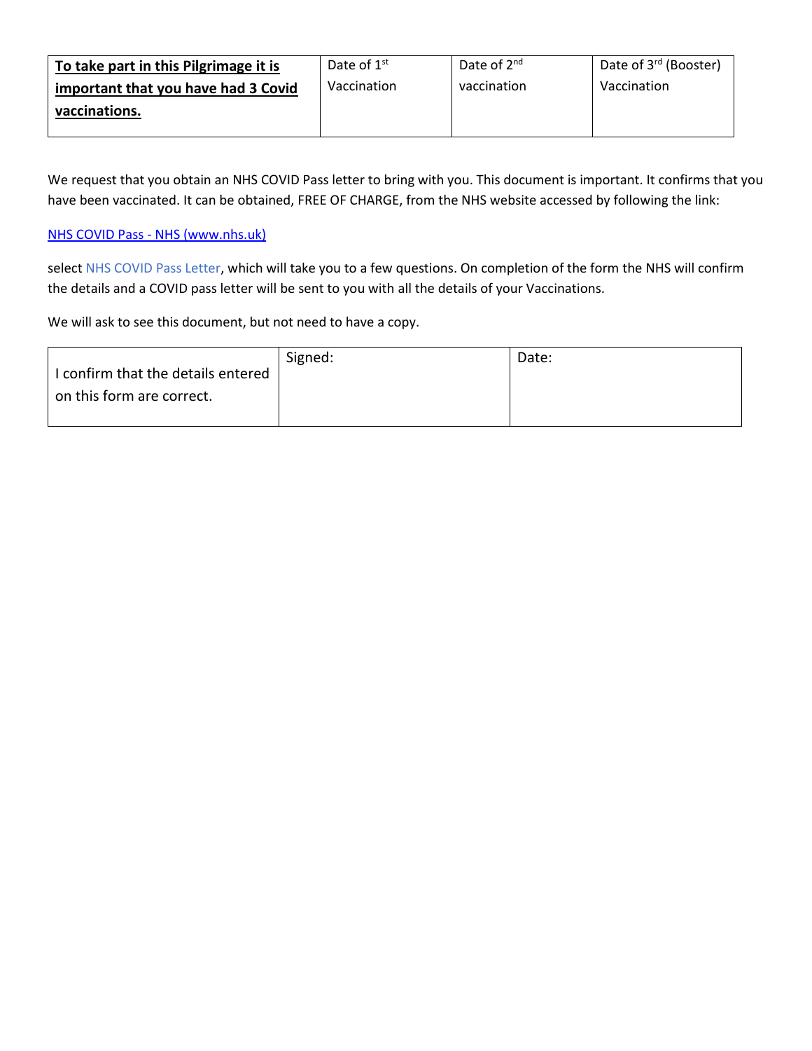| | | | |
|---|---|---|---|
| **To take part in this Pilgrimage it is important that you have had 3 Covid vaccinations.** | Date of 1st Vaccination | Date of 2nd vaccination | Date of 3rd (Booster) Vaccination |

We request that you obtain an NHS COVID Pass letter to bring with you. This document is important. It confirms that you have been vaccinated. It can be obtained, FREE OF CHARGE, from the NHS website accessed by following the link:

[NHS COVID Pass - NHS (www.nhs.uk)](https://www.nhs.uk)

select NHS COVID Pass Letter, which will take you to a few questions. On completion of the form the NHS will confirm the details and a COVID pass letter will be sent to you with all the details of your Vaccinations.

We will ask to see this document, but not need to have a copy.

| | | |
|---|---|---|
| I confirm that the details entered on this form are correct. | Signed: | Date: |